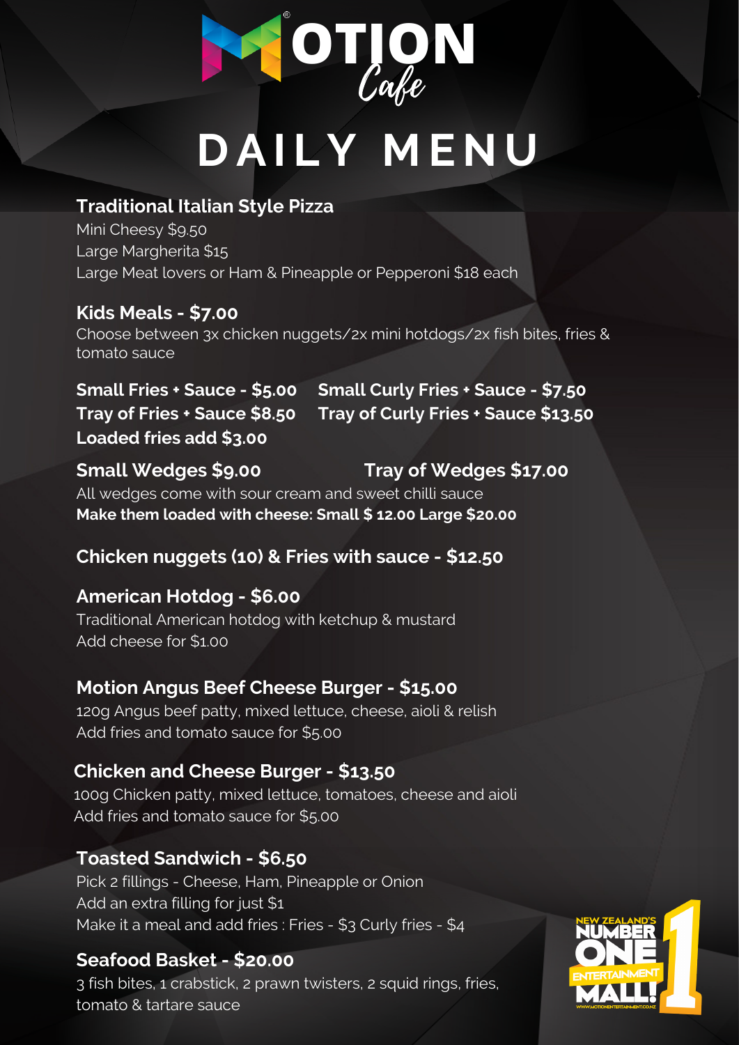# MOTION Cafe

# DAILY MENU

**Traditional Italian Style Pizza**

Mini Cheesy $9.50
Large Margherita $15
Large Meat lovers or Ham & Pineapple or Pepperoni $18 each

**Kids Meals - $7.00**

Choose between 3x chicken nuggets/2x mini hotdogs/2x fish bites, fries & tomato sauce

**Small Fries + Sauce - $5.00**
**Tray of Fries + Sauce $8.50**
**Loaded fries add $3.00**

**Small Curly Fries + Sauce - $7.50**
**Tray of Curly Fries + Sauce $13.50**

**Small Wedges $9.00**
**Tray of Wedges $17.00**

All wedges come with sour cream and sweet chilli sauce
**Make them loaded with cheese: Small $ 12.00 Large $20.00**

**Chicken nuggets (10) & Fries with sauce - $12.50**

**American Hotdog - $6.00**

Traditional American hotdog with ketchup & mustard
Add cheese for $1.00

**Motion Angus Beef Cheese Burger - $15.00**

120g Angus beef patty, mixed lettuce, cheese, aioli & relish
Add fries and tomato sauce for $5.00

**Chicken and Cheese Burger - $13.50**

100g Chicken patty, mixed lettuce, tomatoes, cheese and aioli
Add fries and tomato sauce for $5.00

**Toasted Sandwich - $6.50**

Pick 2 fillings - Cheese, Ham, Pineapple or Onion
Add an extra filling for just $1
Make it a meal and add fries : Fries - $3 Curly fries - $4

**Seafood Basket - $20.00**

3 fish bites, 1 crabstick, 2 prawn twisters, 2 squid rings, fries, tomato & tartare sauce

NEW ZEALAND'S NUMBER ONE ENTERTAINMENT MALL! 1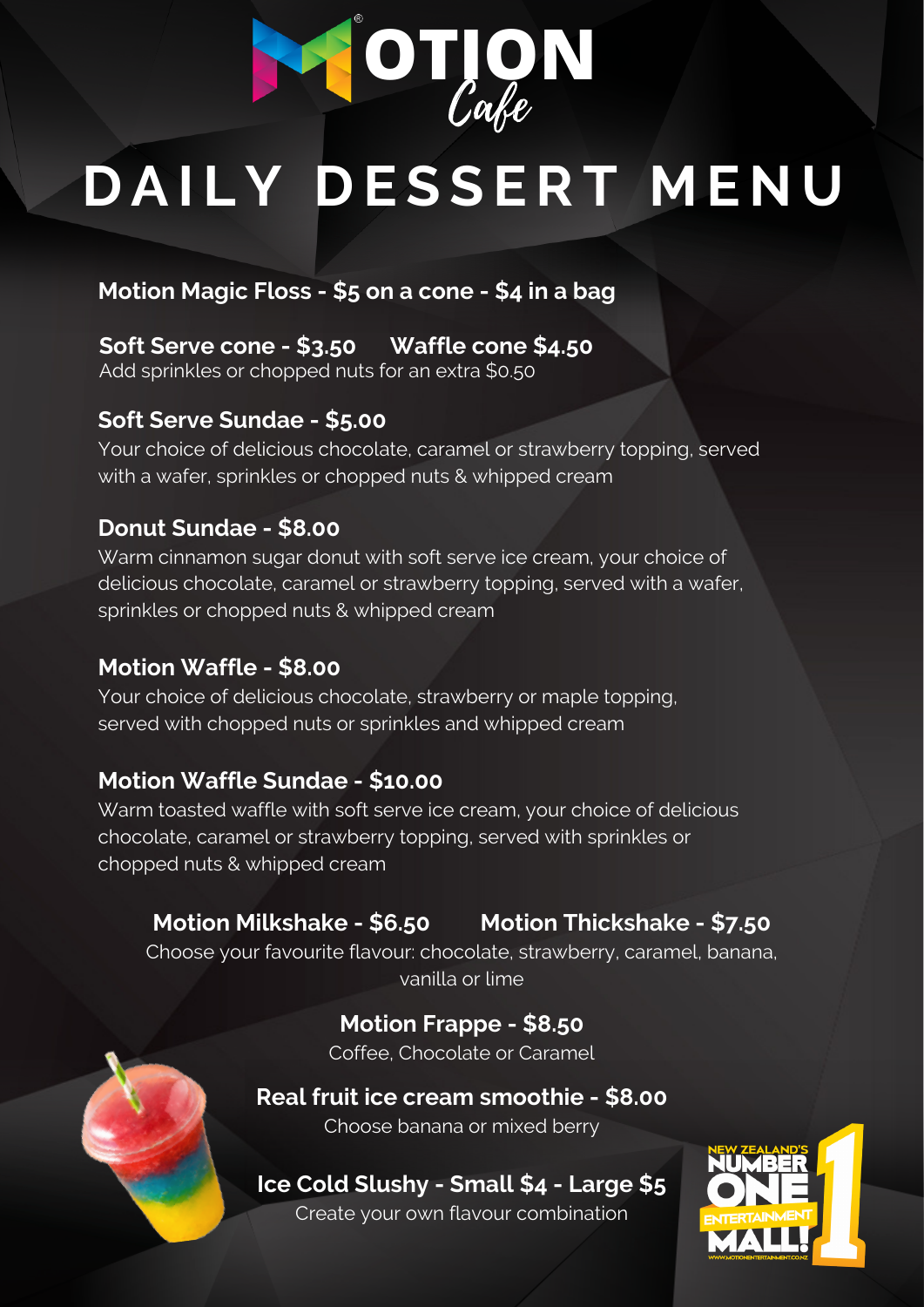# MOTION Cafe

# DAILY DESSERT MENU

**Motion Magic Floss - $5 on a cone - $4 in a bag**

**Soft Serve cone - $3.50** **Waffle cone $4.50**
Add sprinkles or chopped nuts for an extra $0.50

**Soft Serve Sundae - $5.00**
Your choice of delicious chocolate, caramel or strawberry topping, served with a wafer, sprinkles or chopped nuts & whipped cream

**Donut Sundae - $8.00**
Warm cinnamon sugar donut with soft serve ice cream, your choice of delicious chocolate, caramel or strawberry topping, served with a wafer, sprinkles or chopped nuts & whipped cream

**Motion Waffle - $8.00**
Your choice of delicious chocolate, strawberry or maple topping, served with chopped nuts or sprinkles and whipped cream

**Motion Waffle Sundae - $10.00**
Warm toasted waffle with soft serve ice cream, your choice of delicious chocolate, caramel or strawberry topping, served with sprinkles or chopped nuts & whipped cream

**Motion Milkshake - $6.50** **Motion Thickshake - $7.50**
Choose your favourite flavour: chocolate, strawberry, caramel, banana, vanilla or lime

**Motion Frappe - $8.50**
Coffee, Chocolate or Caramel

**Real fruit ice cream smoothie - $8.00**
Choose banana or mixed berry

**Ice Cold Slushy - Small $4 - Large $5**
Create your own flavour combination

NEW ZEALAND'S NUMBER ONE ENTERTAINMENT MALL!
WWW.MOTIONENTERTAINMENT.CO.NZ